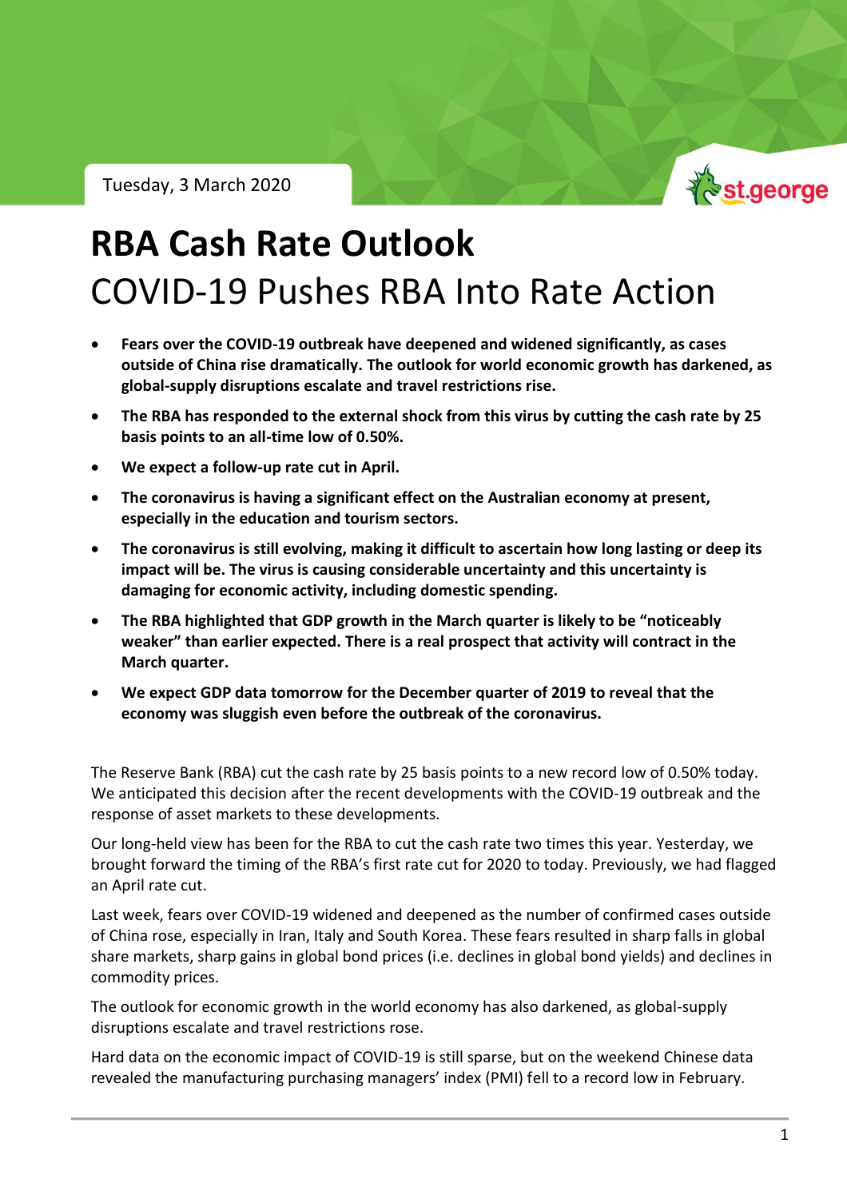Tuesday, 3 March 2020

# RBA Cash Rate Outlook

## COVID-19 Pushes RBA Into Rate Action

- **Fears over the COVID-19 outbreak have deepened and widened significantly, as cases outside of China rise dramatically. The outlook for world economic growth has darkened, as global-supply disruptions escalate and travel restrictions rise.**
- **The RBA has responded to the external shock from this virus by cutting the cash rate by 25 basis points to an all-time low of 0.50%.**
- **We expect a follow-up rate cut in April.**
- **The coronavirus is having a significant effect on the Australian economy at present, especially in the education and tourism sectors.**
- **The coronavirus is still evolving, making it difficult to ascertain how long lasting or deep its impact will be. The virus is causing considerable uncertainty and this uncertainty is damaging for economic activity, including domestic spending.**
- **The RBA highlighted that GDP growth in the March quarter is likely to be "noticeably weaker" than earlier expected. There is a real prospect that activity will contract in the March quarter.**
- **We expect GDP data tomorrow for the December quarter of 2019 to reveal that the economy was sluggish even before the outbreak of the coronavirus.**

The Reserve Bank (RBA) cut the cash rate by 25 basis points to a new record low of 0.50% today. We anticipated this decision after the recent developments with the COVID-19 outbreak and the response of asset markets to these developments.

Our long-held view has been for the RBA to cut the cash rate two times this year. Yesterday, we brought forward the timing of the RBA's first rate cut for 2020 to today. Previously, we had flagged an April rate cut.

Last week, fears over COVID-19 widened and deepened as the number of confirmed cases outside of China rose, especially in Iran, Italy and South Korea. These fears resulted in sharp falls in global share markets, sharp gains in global bond prices (i.e. declines in global bond yields) and declines in commodity prices.

The outlook for economic growth in the world economy has also darkened, as global-supply disruptions escalate and travel restrictions rose.

Hard data on the economic impact of COVID-19 is still sparse, but on the weekend Chinese data revealed the manufacturing purchasing managers' index (PMI) fell to a record low in February.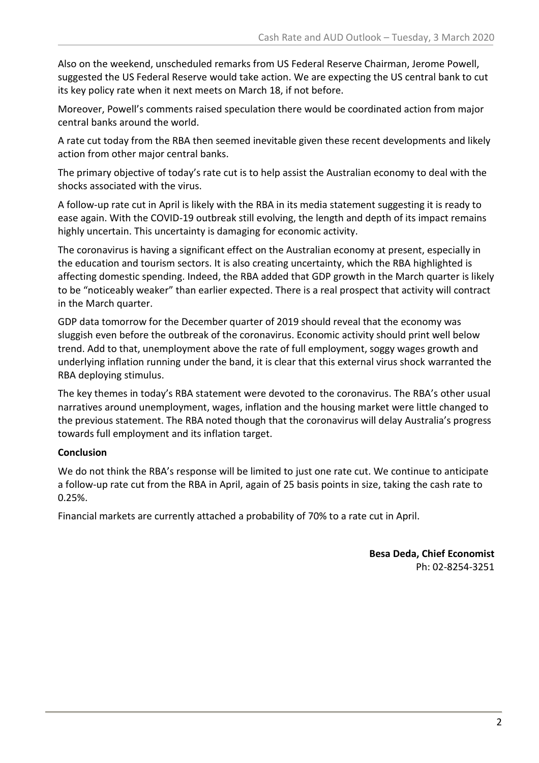Also on the weekend, unscheduled remarks from US Federal Reserve Chairman, Jerome Powell, suggested the US Federal Reserve would take action. We are expecting the US central bank to cut its key policy rate when it next meets on March 18, if not before.

Moreover, Powell's comments raised speculation there would be coordinated action from major central banks around the world.

A rate cut today from the RBA then seemed inevitable given these recent developments and likely action from other major central banks.

The primary objective of today's rate cut is to help assist the Australian economy to deal with the shocks associated with the virus.

A follow-up rate cut in April is likely with the RBA in its media statement suggesting it is ready to ease again. With the COVID-19 outbreak still evolving, the length and depth of its impact remains highly uncertain. This uncertainty is damaging for economic activity.

The coronavirus is having a significant effect on the Australian economy at present, especially in the education and tourism sectors. It is also creating uncertainty, which the RBA highlighted is affecting domestic spending. Indeed, the RBA added that GDP growth in the March quarter is likely to be "noticeably weaker" than earlier expected. There is a real prospect that activity will contract in the March quarter.

GDP data tomorrow for the December quarter of 2019 should reveal that the economy was sluggish even before the outbreak of the coronavirus. Economic activity should print well below trend. Add to that, unemployment above the rate of full employment, soggy wages growth and underlying inflation running under the band, it is clear that this external virus shock warranted the RBA deploying stimulus.

The key themes in today's RBA statement were devoted to the coronavirus. The RBA's other usual narratives around unemployment, wages, inflation and the housing market were little changed to the previous statement. The RBA noted though that the coronavirus will delay Australia's progress towards full employment and its inflation target.

**Conclusion**

We do not think the RBA's response will be limited to just one rate cut. We continue to anticipate a follow-up rate cut from the RBA in April, again of 25 basis points in size, taking the cash rate to 0.25%.

Financial markets are currently attached a probability of 70% to a rate cut in April.

**Besa Deda, Chief Economist**
Ph: 02-8254-3251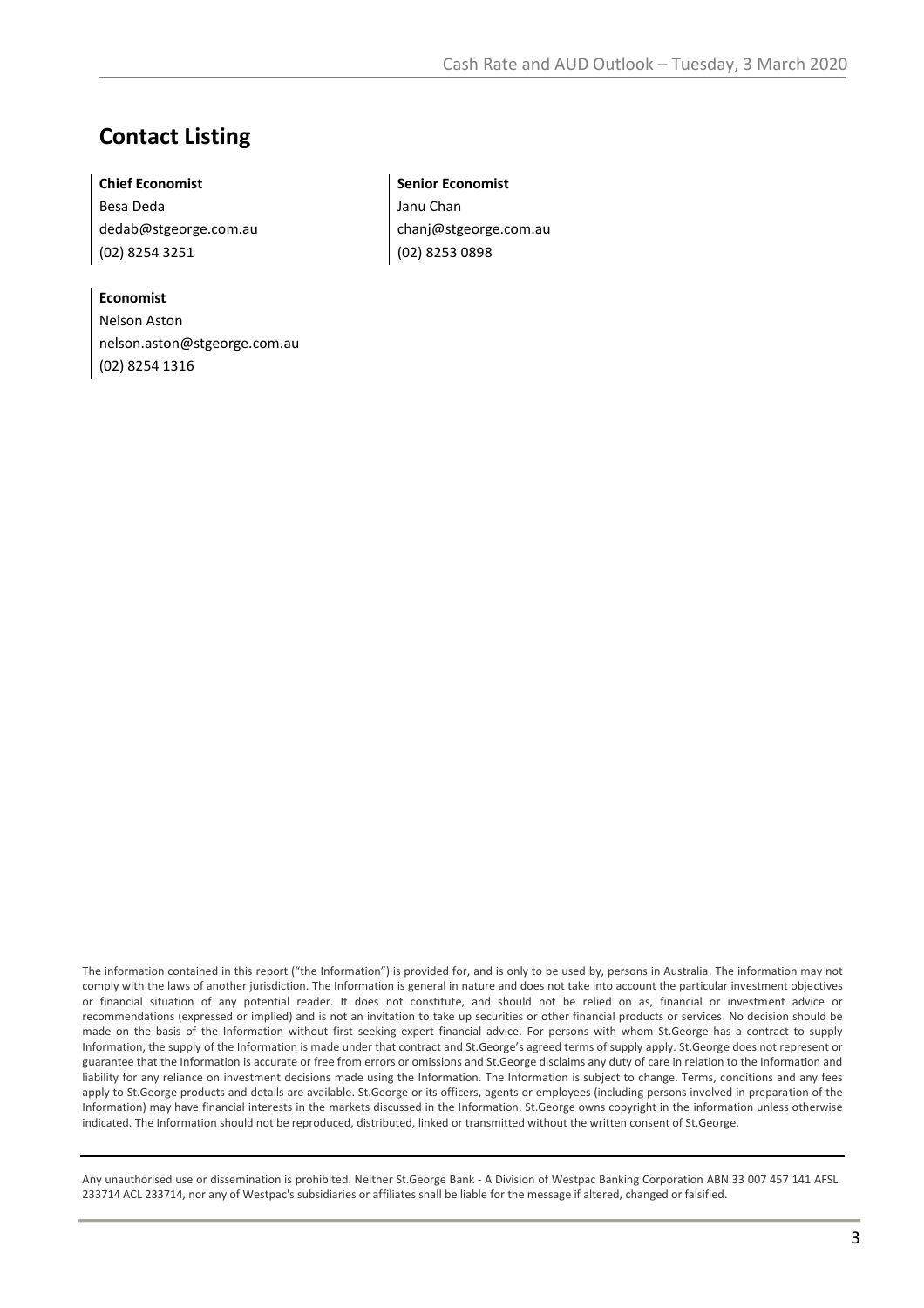# Contact Listing

**Chief Economist**
Besa Deda
dedab@stgeorge.com.au
(02) 8254 3251

**Senior Economist**
Janu Chan
chanj@stgeorge.com.au
(02) 8253 0898

**Economist**
Nelson Aston
nelson.aston@stgeorge.com.au
(02) 8254 1316

The information contained in this report ("the Information") is provided for, and is only to be used by, persons in Australia. The information may not comply with the laws of another jurisdiction. The Information is general in nature and does not take into account the particular investment objectives or financial situation of any potential reader. It does not constitute, and should not be relied on as, financial or investment advice or recommendations (expressed or implied) and is not an invitation to take up securities or other financial products or services. No decision should be made on the basis of the Information without first seeking expert financial advice. For persons with whom St.George has a contract to supply Information, the supply of the Information is made under that contract and St.George's agreed terms of supply apply. St.George does not represent or guarantee that the Information is accurate or free from errors or omissions and St.George disclaims any duty of care in relation to the Information and liability for any reliance on investment decisions made using the Information. The Information is subject to change. Terms, conditions and any fees apply to St.George products and details are available. St.George or its officers, agents or employees (including persons involved in preparation of the Information) may have financial interests in the markets discussed in the Information. St.George owns copyright in the information unless otherwise indicated. The Information should not be reproduced, distributed, linked or transmitted without the written consent of St.George.

Any unauthorised use or dissemination is prohibited. Neither St.George Bank - A Division of Westpac Banking Corporation ABN 33 007 457 141 AFSL 233714 ACL 233714, nor any of Westpac's subsidiaries or affiliates shall be liable for the message if altered, changed or falsified.